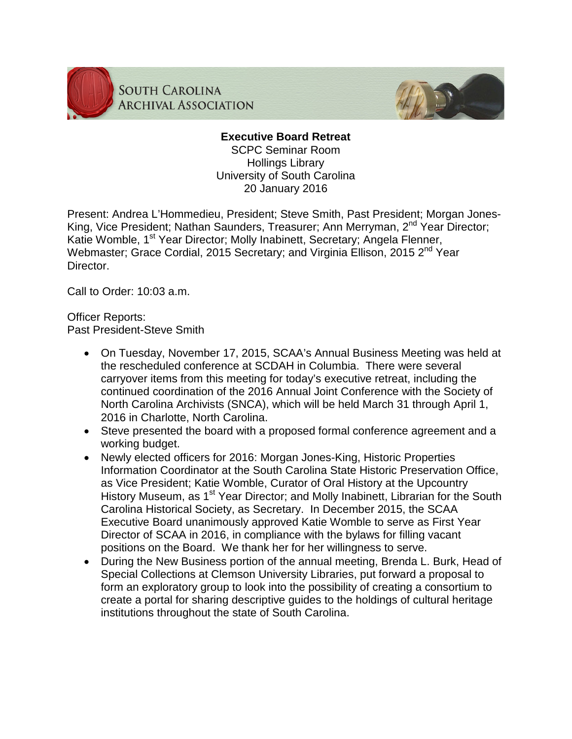SOUTH CAROLINA ARCHIVAL ASSOCIATION

**Executive Board Retreat**
SCPC Seminar Room
Hollings Library
University of South Carolina
20 January 2016

Present: Andrea L'Hommedieu, President; Steve Smith, Past President; Morgan Jones-King, Vice President; Nathan Saunders, Treasurer; Ann Merryman, 2nd Year Director; Katie Womble, 1st Year Director; Molly Inabinett, Secretary; Angela Flenner, Webmaster; Grace Cordial, 2015 Secretary; and Virginia Ellison, 2015 2nd Year Director.

Call to Order: 10:03 a.m.

Officer Reports:
Past President-Steve Smith

- On Tuesday, November 17, 2015, SCAA's Annual Business Meeting was held at the rescheduled conference at SCDAH in Columbia. There were several carryover items from this meeting for today's executive retreat, including the continued coordination of the 2016 Annual Joint Conference with the Society of North Carolina Archivists (SNCA), which will be held March 31 through April 1, 2016 in Charlotte, North Carolina.
- Steve presented the board with a proposed formal conference agreement and a working budget.
- Newly elected officers for 2016: Morgan Jones-King, Historic Properties Information Coordinator at the South Carolina State Historic Preservation Office, as Vice President; Katie Womble, Curator of Oral History at the Upcountry History Museum, as 1st Year Director; and Molly Inabinett, Librarian for the South Carolina Historical Society, as Secretary. In December 2015, the SCAA Executive Board unanimously approved Katie Womble to serve as First Year Director of SCAA in 2016, in compliance with the bylaws for filling vacant positions on the Board. We thank her for her willingness to serve.
- During the New Business portion of the annual meeting, Brenda L. Burk, Head of Special Collections at Clemson University Libraries, put forward a proposal to form an exploratory group to look into the possibility of creating a consortium to create a portal for sharing descriptive guides to the holdings of cultural heritage institutions throughout the state of South Carolina.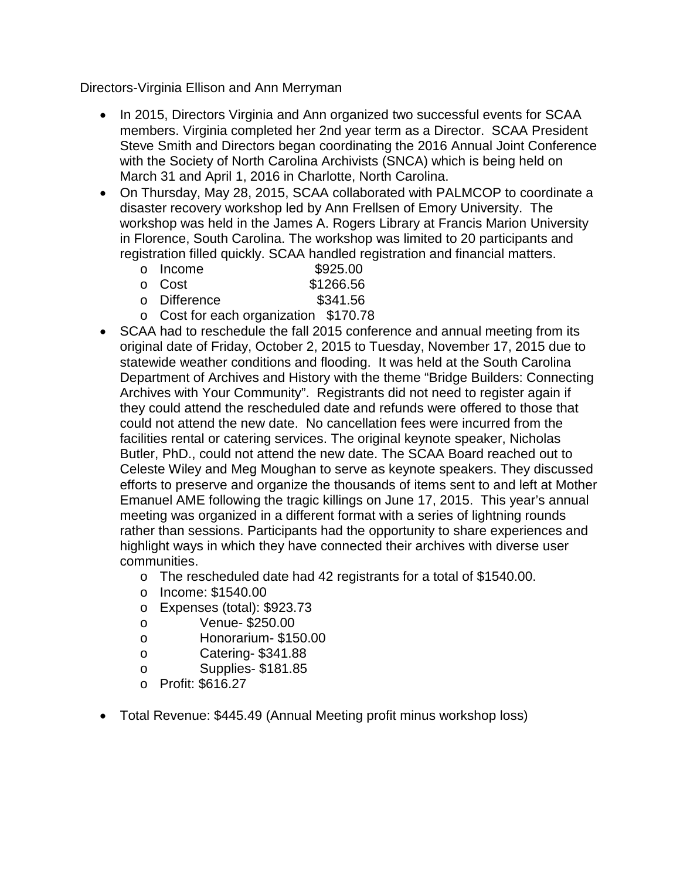Directors-Virginia Ellison and Ann Merryman

- In 2015, Directors Virginia and Ann organized two successful events for SCAA members. Virginia completed her 2nd year term as a Director. SCAA President Steve Smith and Directors began coordinating the 2016 Annual Joint Conference with the Society of North Carolina Archivists (SNCA) which is being held on March 31 and April 1, 2016 in Charlotte, North Carolina.
- On Thursday, May 28, 2015, SCAA collaborated with PALMCOP to coordinate a disaster recovery workshop led by Ann Frellsen of Emory University. The workshop was held in the James A. Rogers Library at Francis Marion University in Florence, South Carolina. The workshop was limited to 20 participants and registration filled quickly. SCAA handled registration and financial matters.
    - Income $925.00
    - Cost $1266.56
    - Difference $341.56
    - Cost for each organization $170.78
- SCAA had to reschedule the fall 2015 conference and annual meeting from its original date of Friday, October 2, 2015 to Tuesday, November 17, 2015 due to statewide weather conditions and flooding. It was held at the South Carolina Department of Archives and History with the theme "Bridge Builders: Connecting Archives with Your Community". Registrants did not need to register again if they could attend the rescheduled date and refunds were offered to those that could not attend the new date. No cancellation fees were incurred from the facilities rental or catering services. The original keynote speaker, Nicholas Butler, PhD., could not attend the new date. The SCAA Board reached out to Celeste Wiley and Meg Moughan to serve as keynote speakers. They discussed efforts to preserve and organize the thousands of items sent to and left at Mother Emanuel AME following the tragic killings on June 17, 2015. This year's annual meeting was organized in a different format with a series of lightning rounds rather than sessions. Participants had the opportunity to share experiences and highlight ways in which they have connected their archives with diverse user communities.
    - The rescheduled date had 42 registrants for a total of $1540.00.
    - Income: $1540.00
    - Expenses (total): $923.73
    - Venue- $250.00
    - Honorarium- $150.00
    - Catering- $341.88
    - Supplies- $181.85
    - Profit: $616.27
- Total Revenue: $445.49 (Annual Meeting profit minus workshop loss)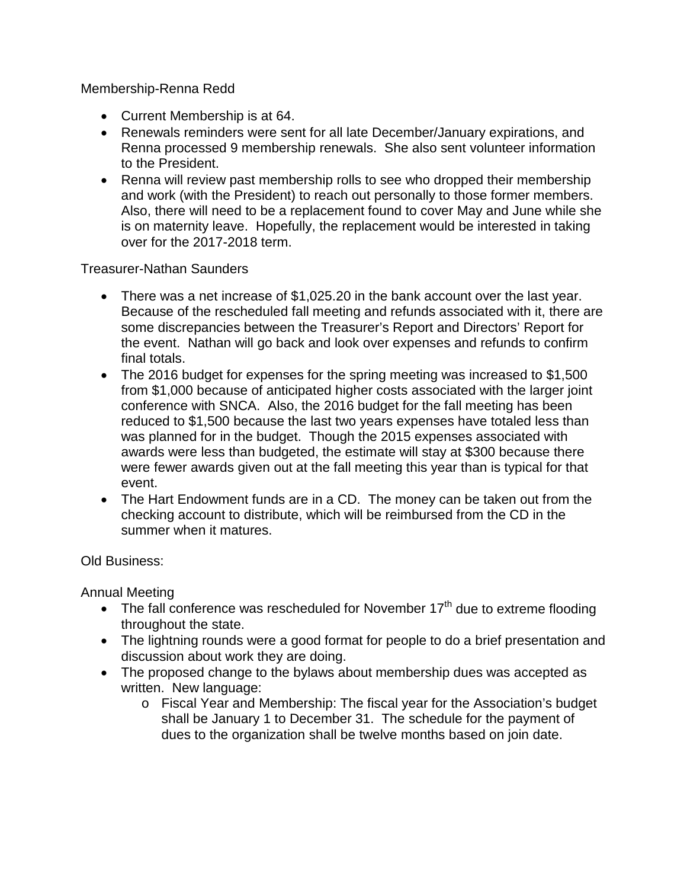Membership-Renna Redd

- Current Membership is at 64.
- Renewals reminders were sent for all late December/January expirations, and Renna processed 9 membership renewals. She also sent volunteer information to the President.
- Renna will review past membership rolls to see who dropped their membership and work (with the President) to reach out personally to those former members. Also, there will need to be a replacement found to cover May and June while she is on maternity leave. Hopefully, the replacement would be interested in taking over for the 2017-2018 term.

Treasurer-Nathan Saunders

- There was a net increase of $1,025.20 in the bank account over the last year. Because of the rescheduled fall meeting and refunds associated with it, there are some discrepancies between the Treasurer's Report and Directors' Report for the event. Nathan will go back and look over expenses and refunds to confirm final totals.
- The 2016 budget for expenses for the spring meeting was increased to $1,500 from $1,000 because of anticipated higher costs associated with the larger joint conference with SNCA. Also, the 2016 budget for the fall meeting has been reduced to $1,500 because the last two years expenses have totaled less than was planned for in the budget. Though the 2015 expenses associated with awards were less than budgeted, the estimate will stay at $300 because there were fewer awards given out at the fall meeting this year than is typical for that event.
- The Hart Endowment funds are in a CD. The money can be taken out from the checking account to distribute, which will be reimbursed from the CD in the summer when it matures.

Old Business:

Annual Meeting

- The fall conference was rescheduled for November 17th due to extreme flooding throughout the state.
- The lightning rounds were a good format for people to do a brief presentation and discussion about work they are doing.
- The proposed change to the bylaws about membership dues was accepted as written. New language:
  - Fiscal Year and Membership: The fiscal year for the Association's budget shall be January 1 to December 31. The schedule for the payment of dues to the organization shall be twelve months based on join date.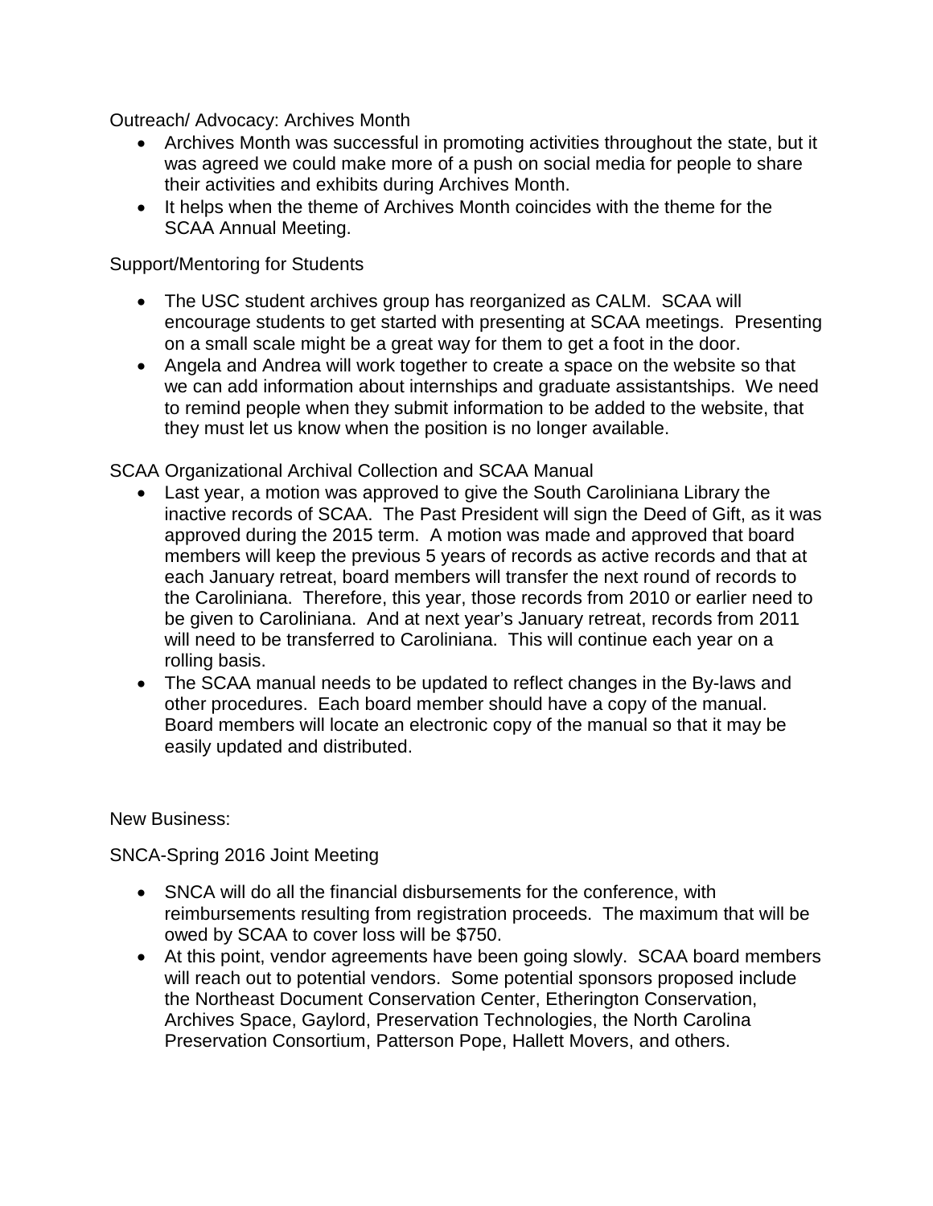Outreach/ Advocacy: Archives Month

- Archives Month was successful in promoting activities throughout the state, but it was agreed we could make more of a push on social media for people to share their activities and exhibits during Archives Month.
- It helps when the theme of Archives Month coincides with the theme for the SCAA Annual Meeting.

Support/Mentoring for Students

- The USC student archives group has reorganized as CALM. SCAA will encourage students to get started with presenting at SCAA meetings. Presenting on a small scale might be a great way for them to get a foot in the door.
- Angela and Andrea will work together to create a space on the website so that we can add information about internships and graduate assistantships. We need to remind people when they submit information to be added to the website, that they must let us know when the position is no longer available.

SCAA Organizational Archival Collection and SCAA Manual

- Last year, a motion was approved to give the South Caroliniana Library the inactive records of SCAA. The Past President will sign the Deed of Gift, as it was approved during the 2015 term. A motion was made and approved that board members will keep the previous 5 years of records as active records and that at each January retreat, board members will transfer the next round of records to the Caroliniana. Therefore, this year, those records from 2010 or earlier need to be given to Caroliniana. And at next year's January retreat, records from 2011 will need to be transferred to Caroliniana. This will continue each year on a rolling basis.
- The SCAA manual needs to be updated to reflect changes in the By-laws and other procedures. Each board member should have a copy of the manual. Board members will locate an electronic copy of the manual so that it may be easily updated and distributed.

New Business:

SNCA-Spring 2016 Joint Meeting

- SNCA will do all the financial disbursements for the conference, with reimbursements resulting from registration proceeds. The maximum that will be owed by SCAA to cover loss will be $750.
- At this point, vendor agreements have been going slowly. SCAA board members will reach out to potential vendors. Some potential sponsors proposed include the Northeast Document Conservation Center, Etherington Conservation, Archives Space, Gaylord, Preservation Technologies, the North Carolina Preservation Consortium, Patterson Pope, Hallett Movers, and others.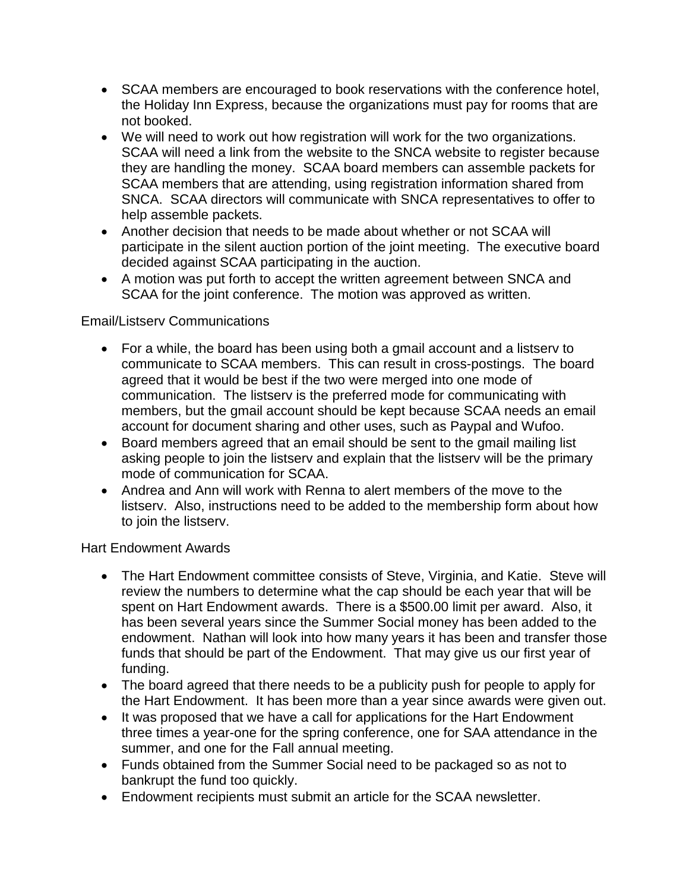- SCAA members are encouraged to book reservations with the conference hotel, the Holiday Inn Express, because the organizations must pay for rooms that are not booked.
- We will need to work out how registration will work for the two organizations. SCAA will need a link from the website to the SNCA website to register because they are handling the money. SCAA board members can assemble packets for SCAA members that are attending, using registration information shared from SNCA. SCAA directors will communicate with SNCA representatives to offer to help assemble packets.
- Another decision that needs to be made about whether or not SCAA will participate in the silent auction portion of the joint meeting. The executive board decided against SCAA participating in the auction.
- A motion was put forth to accept the written agreement between SNCA and SCAA for the joint conference. The motion was approved as written.

Email/Listserv Communications

- For a while, the board has been using both a gmail account and a listserv to communicate to SCAA members. This can result in cross-postings. The board agreed that it would be best if the two were merged into one mode of communication. The listserv is the preferred mode for communicating with members, but the gmail account should be kept because SCAA needs an email account for document sharing and other uses, such as Paypal and Wufoo.
- Board members agreed that an email should be sent to the gmail mailing list asking people to join the listserv and explain that the listserv will be the primary mode of communication for SCAA.
- Andrea and Ann will work with Renna to alert members of the move to the listserv. Also, instructions need to be added to the membership form about how to join the listserv.

Hart Endowment Awards

- The Hart Endowment committee consists of Steve, Virginia, and Katie. Steve will review the numbers to determine what the cap should be each year that will be spent on Hart Endowment awards. There is a $500.00 limit per award. Also, it has been several years since the Summer Social money has been added to the endowment. Nathan will look into how many years it has been and transfer those funds that should be part of the Endowment. That may give us our first year of funding.
- The board agreed that there needs to be a publicity push for people to apply for the Hart Endowment. It has been more than a year since awards were given out.
- It was proposed that we have a call for applications for the Hart Endowment three times a year-one for the spring conference, one for SAA attendance in the summer, and one for the Fall annual meeting.
- Funds obtained from the Summer Social need to be packaged so as not to bankrupt the fund too quickly.
- Endowment recipients must submit an article for the SCAA newsletter.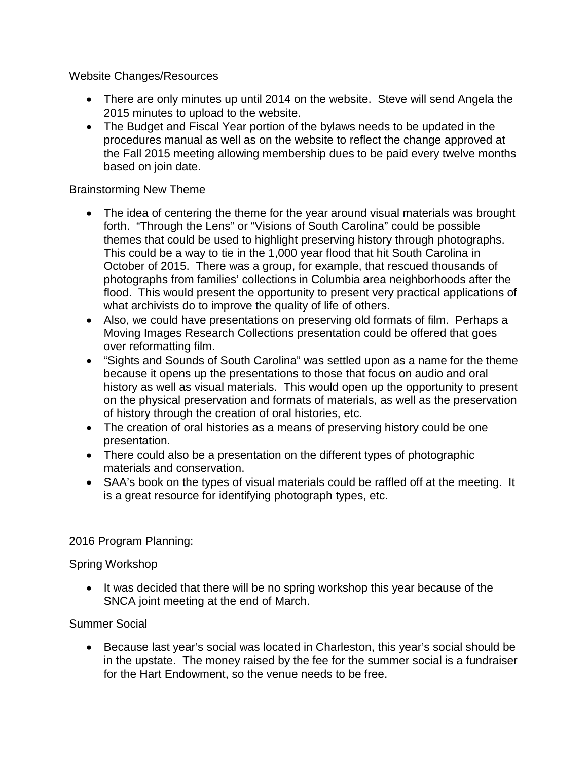Website Changes/Resources

- There are only minutes up until 2014 on the website. Steve will send Angela the 2015 minutes to upload to the website.
- The Budget and Fiscal Year portion of the bylaws needs to be updated in the procedures manual as well as on the website to reflect the change approved at the Fall 2015 meeting allowing membership dues to be paid every twelve months based on join date.

Brainstorming New Theme

- The idea of centering the theme for the year around visual materials was brought forth. "Through the Lens" or "Visions of South Carolina" could be possible themes that could be used to highlight preserving history through photographs. This could be a way to tie in the 1,000 year flood that hit South Carolina in October of 2015. There was a group, for example, that rescued thousands of photographs from families' collections in Columbia area neighborhoods after the flood. This would present the opportunity to present very practical applications of what archivists do to improve the quality of life of others.
- Also, we could have presentations on preserving old formats of film. Perhaps a Moving Images Research Collections presentation could be offered that goes over reformatting film.
- "Sights and Sounds of South Carolina" was settled upon as a name for the theme because it opens up the presentations to those that focus on audio and oral history as well as visual materials. This would open up the opportunity to present on the physical preservation and formats of materials, as well as the preservation of history through the creation of oral histories, etc.
- The creation of oral histories as a means of preserving history could be one presentation.
- There could also be a presentation on the different types of photographic materials and conservation.
- SAA's book on the types of visual materials could be raffled off at the meeting. It is a great resource for identifying photograph types, etc.

2016 Program Planning:

Spring Workshop

- It was decided that there will be no spring workshop this year because of the SNCA joint meeting at the end of March.

Summer Social

- Because last year's social was located in Charleston, this year's social should be in the upstate. The money raised by the fee for the summer social is a fundraiser for the Hart Endowment, so the venue needs to be free.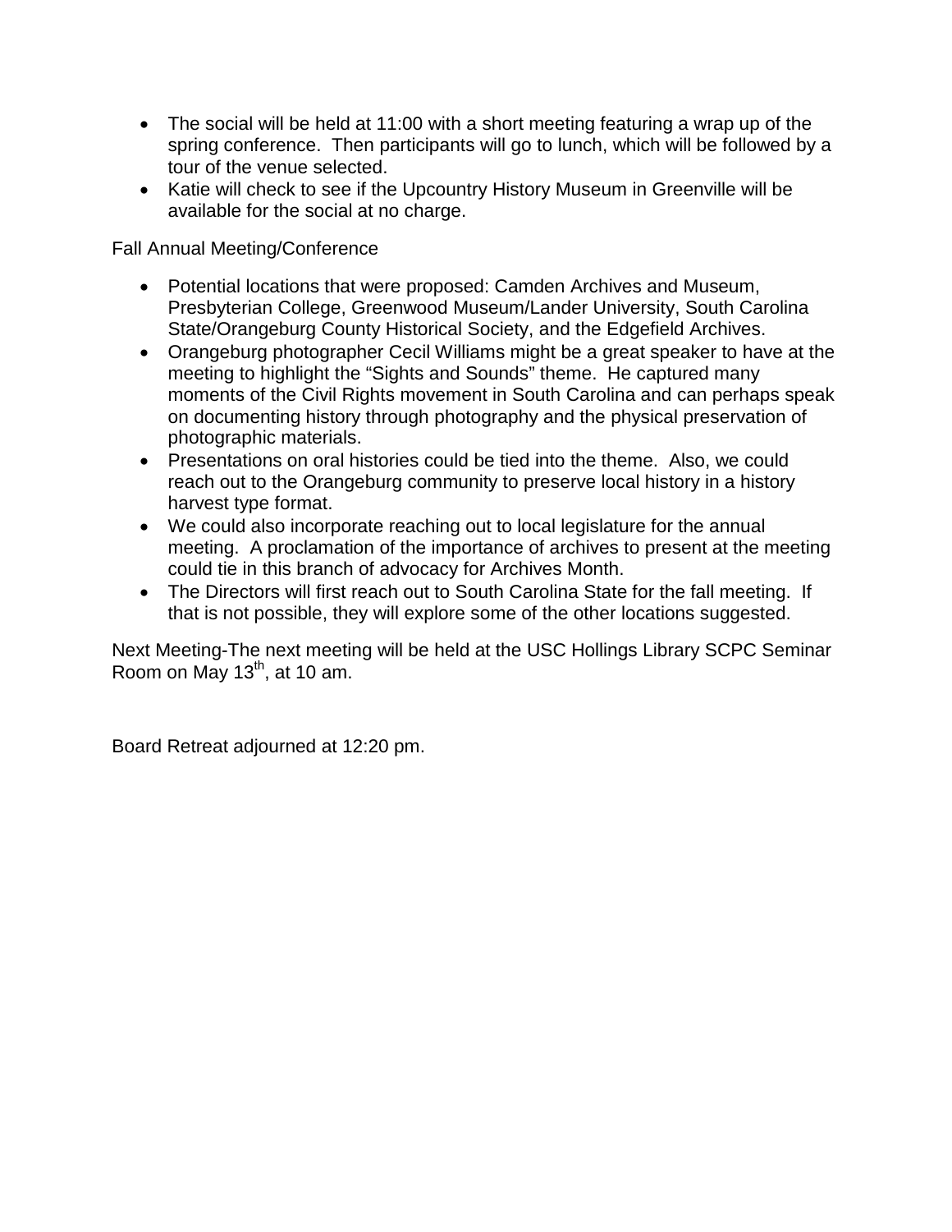- The social will be held at 11:00 with a short meeting featuring a wrap up of the spring conference. Then participants will go to lunch, which will be followed by a tour of the venue selected.
- Katie will check to see if the Upcountry History Museum in Greenville will be available for the social at no charge.

Fall Annual Meeting/Conference

- Potential locations that were proposed: Camden Archives and Museum, Presbyterian College, Greenwood Museum/Lander University, South Carolina State/Orangeburg County Historical Society, and the Edgefield Archives.
- Orangeburg photographer Cecil Williams might be a great speaker to have at the meeting to highlight the "Sights and Sounds" theme. He captured many moments of the Civil Rights movement in South Carolina and can perhaps speak on documenting history through photography and the physical preservation of photographic materials.
- Presentations on oral histories could be tied into the theme. Also, we could reach out to the Orangeburg community to preserve local history in a history harvest type format.
- We could also incorporate reaching out to local legislature for the annual meeting. A proclamation of the importance of archives to present at the meeting could tie in this branch of advocacy for Archives Month.
- The Directors will first reach out to South Carolina State for the fall meeting. If that is not possible, they will explore some of the other locations suggested.

Next Meeting-The next meeting will be held at the USC Hollings Library SCPC Seminar Room on May 13th, at 10 am.

Board Retreat adjourned at 12:20 pm.